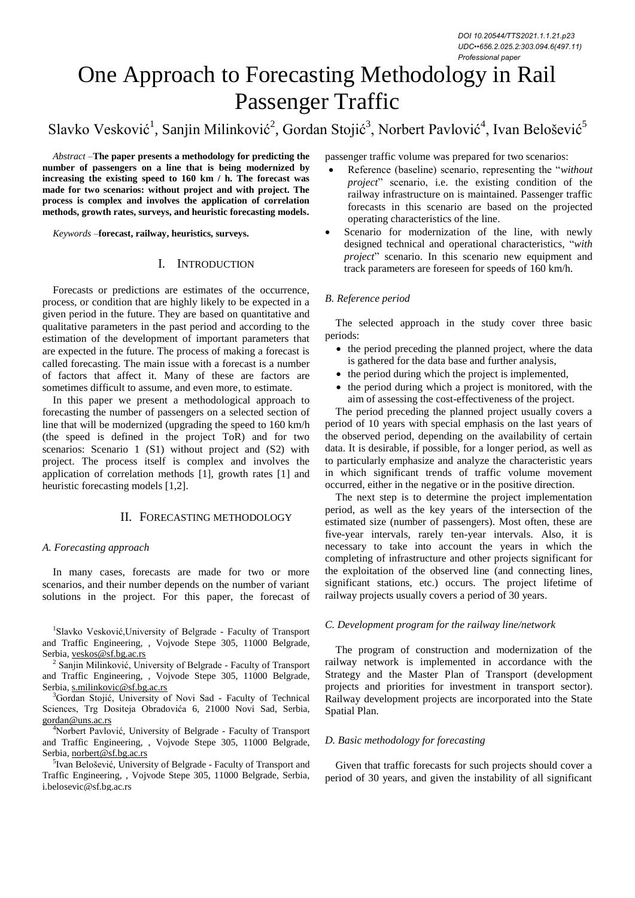DOI 10.20544/TTS2021.1.1.21.p23
UDC••656.2.025.2:303.094.6(497.11)
*Professional paper*

# One Approach to Forecasting Methodology in Rail Passenger Traffic

Slavko Vesković[1], Sanjin Milinković[2], Gordan Stojić[3], Norbert Pavlović[4], Ivan Belošević[5]

*Abstract* –**The paper presents a methodology for predicting the number of passengers on a line that is being modernized by increasing the existing speed to 160 km / h. The forecast was made for two scenarios: without project and with project. The process is complex and involves the application of correlation methods, growth rates, surveys, and heuristic forecasting models.**

*Keywords* –**forecast, railway, heuristics, surveys.**

## I. Introduction

Forecasts or predictions are estimates of the occurrence, process, or condition that are highly likely to be expected in a given period in the future. They are based on quantitative and qualitative parameters in the past period and according to the estimation of the development of important parameters that are expected in the future. The process of making a forecast is called forecasting. The main issue with a forecast is a number of factors that affect it. Many of these are factors are sometimes difficult to assume, and even more, to estimate.

In this paper we present a methodological approach to forecasting the number of passengers on a selected section of line that will be modernized (upgrading the speed to 160 km/h (the speed is defined in the project ToR) and for two scenarios: Scenario 1 (S1) without project and (S2) with project. The process itself is complex and involves the application of correlation methods [1], growth rates [1] and heuristic forecasting models [1,2].

## II. Forecasting Methodology

### *A. Forecasting approach*

In many cases, forecasts are made for two or more scenarios, and their number depends on the number of variant solutions in the project. For this paper, the forecast of passenger traffic volume was prepared for two scenarios:

- Reference (baseline) scenario, representing the "*without project*" scenario, i.e. the existing condition of the railway infrastructure on is maintained. Passenger traffic forecasts in this scenario are based on the projected operating characteristics of the line.
- Scenario for modernization of the line, with newly designed technical and operational characteristics, "*with project*" scenario. In this scenario new equipment and track parameters are foreseen for speeds of 160 km/h.

### *B. Reference period*

The selected approach in the study cover three basic periods:

- the period preceding the planned project, where the data is gathered for the data base and further analysis,
- the period during which the project is implemented,
- the period during which a project is monitored, with the aim of assessing the cost-effectiveness of the project.

The period preceding the planned project usually covers a period of 10 years with special emphasis on the last years of the observed period, depending on the availability of certain data. It is desirable, if possible, for a longer period, as well as to particularly emphasize and analyze the characteristic years in which significant trends of traffic volume movement occurred, either in the negative or in the positive direction.

The next step is to determine the project implementation period, as well as the key years of the intersection of the estimated size (number of passengers). Most often, these are five-year intervals, rarely ten-year intervals. Also, it is necessary to take into account the years in which the completing of infrastructure and other projects significant for the exploitation of the observed line (and connecting lines, significant stations, etc.) occurs. The project lifetime of railway projects usually covers a period of 30 years.

### *C. Development program for the railway line/network*

The program of construction and modernization of the railway network is implemented in accordance with the Strategy and the Master Plan of Transport (development projects and priorities for investment in transport sector). Railway development projects are incorporated into the State Spatial Plan.

### *D. Basic methodology for forecasting*

Given that traffic forecasts for such projects should cover a period of 30 years, and given the instability of all significant

[1]Slavko Vesković,University of Belgrade - Faculty of Transport and Traffic Engineering, , Vojvode Stepe 305, 11000 Belgrade, Serbia, veskos@sf.bg.ac.rs

[2] Sanjin Milinković, University of Belgrade - Faculty of Transport and Traffic Engineering, , Vojvode Stepe 305, 11000 Belgrade, Serbia, s.milinkovic@sf.bg.ac.rs

[3]Gordan Stojić, University of Novi Sad - Faculty of Technical Sciences, Trg Dositeja Obradovića 6, 21000 Novi Sad, Serbia, gordan@uns.ac.rs

[4]Norbert Pavlović, University of Belgrade - Faculty of Transport and Traffic Engineering, , Vojvode Stepe 305, 11000 Belgrade, Serbia, norbert@sf.bg.ac.rs

[5]Ivan Belošević, University of Belgrade - Faculty of Transport and Traffic Engineering, , Vojvode Stepe 305, 11000 Belgrade, Serbia, i.belosevic@sf.bg.ac.rs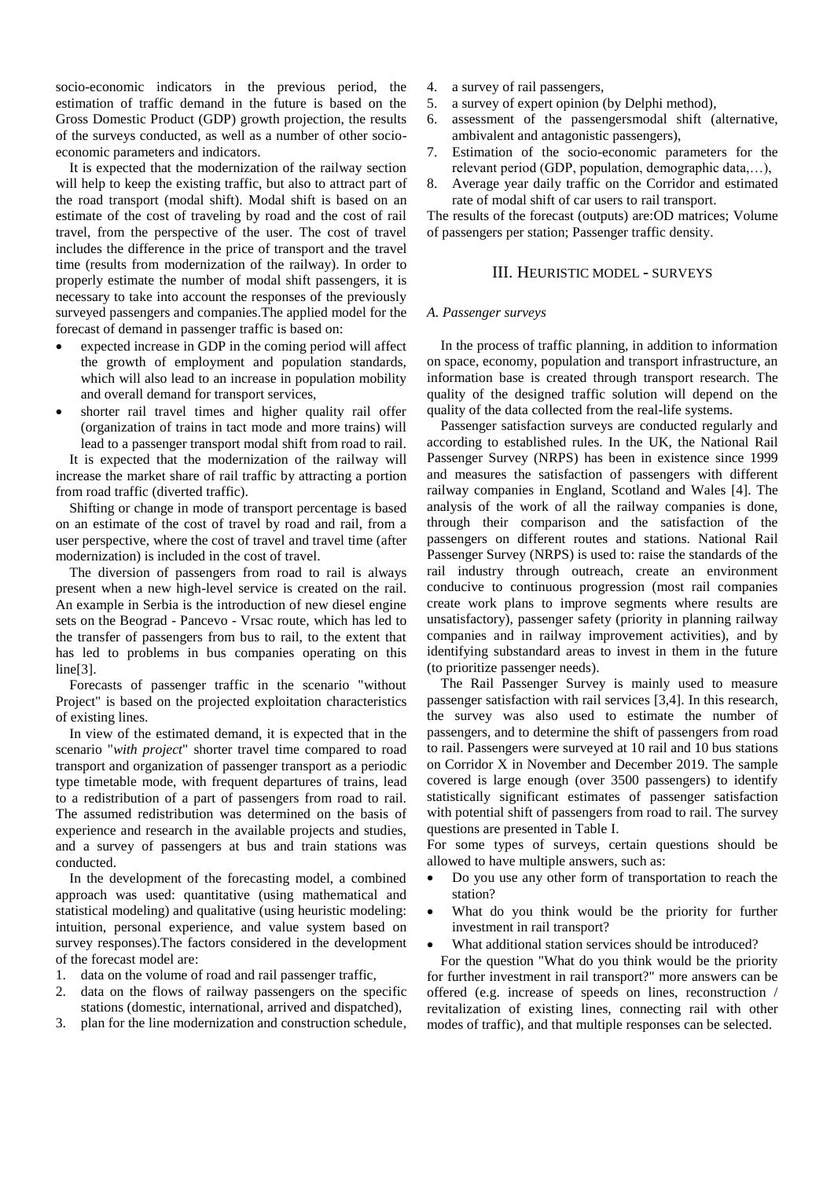socio-economic indicators in the previous period, the estimation of traffic demand in the future is based on the Gross Domestic Product (GDP) growth projection, the results of the surveys conducted, as well as a number of other socio-economic parameters and indicators.

It is expected that the modernization of the railway section will help to keep the existing traffic, but also to attract part of the road transport (modal shift). Modal shift is based on an estimate of the cost of traveling by road and the cost of rail travel, from the perspective of the user. The cost of travel includes the difference in the price of transport and the travel time (results from modernization of the railway). In order to properly estimate the number of modal shift passengers, it is necessary to take into account the responses of the previously surveyed passengers and companies.The applied model for the forecast of demand in passenger traffic is based on:

- expected increase in GDP in the coming period will affect the growth of employment and population standards, which will also lead to an increase in population mobility and overall demand for transport services,
- shorter rail travel times and higher quality rail offer (organization of trains in tact mode and more trains) will lead to a passenger transport modal shift from road to rail.

It is expected that the modernization of the railway will increase the market share of rail traffic by attracting a portion from road traffic (diverted traffic).

Shifting or change in mode of transport percentage is based on an estimate of the cost of travel by road and rail, from a user perspective, where the cost of travel and travel time (after modernization) is included in the cost of travel.

The diversion of passengers from road to rail is always present when a new high-level service is created on the rail. An example in Serbia is the introduction of new diesel engine sets on the Beograd - Pancevo - Vrsac route, which has led to the transfer of passengers from bus to rail, to the extent that has led to problems in bus companies operating on this line[3].

Forecasts of passenger traffic in the scenario "without Project" is based on the projected exploitation characteristics of existing lines.

In view of the estimated demand, it is expected that in the scenario "*with project*" shorter travel time compared to road transport and organization of passenger transport as a periodic type timetable mode, with frequent departures of trains, lead to a redistribution of a part of passengers from road to rail. The assumed redistribution was determined on the basis of experience and research in the available projects and studies, and a survey of passengers at bus and train stations was conducted.

In the development of the forecasting model, a combined approach was used: quantitative (using mathematical and statistical modeling) and qualitative (using heuristic modeling: intuition, personal experience, and value system based on survey responses).The factors considered in the development of the forecast model are:

1. data on the volume of road and rail passenger traffic,
2. data on the flows of railway passengers on the specific stations (domestic, international, arrived and dispatched),
3. plan for the line modernization and construction schedule,
4. a survey of rail passengers,
5. a survey of expert opinion (by Delphi method),
6. assessment of the passengersmodal shift (alternative, ambivalent and antagonistic passengers),
7. Estimation of the socio-economic parameters for the relevant period (GDP, population, demographic data,…),
8. Average year daily traffic on the Corridor and estimated rate of modal shift of car users to rail transport.

The results of the forecast (outputs) are:OD matrices; Volume of passengers per station; Passenger traffic density.

## III. Heuristic Model - Surveys

### *A. Passenger surveys*

In the process of traffic planning, in addition to information on space, economy, population and transport infrastructure, an information base is created through transport research. The quality of the designed traffic solution will depend on the quality of the data collected from the real-life systems.

Passenger satisfaction surveys are conducted regularly and according to established rules. In the UK, the National Rail Passenger Survey (NRPS) has been in existence since 1999 and measures the satisfaction of passengers with different railway companies in England, Scotland and Wales [4]. The analysis of the work of all the railway companies is done, through their comparison and the satisfaction of the passengers on different routes and stations. National Rail Passenger Survey (NRPS) is used to: raise the standards of the rail industry through outreach, create an environment conducive to continuous progression (most rail companies create work plans to improve segments where results are unsatisfactory), passenger safety (priority in planning railway companies and in railway improvement activities), and by identifying substandard areas to invest in them in the future (to prioritize passenger needs).

The Rail Passenger Survey is mainly used to measure passenger satisfaction with rail services [3,4]. In this research, the survey was also used to estimate the number of passengers, and to determine the shift of passengers from road to rail. Passengers were surveyed at 10 rail and 10 bus stations on Corridor X in November and December 2019. The sample covered is large enough (over 3500 passengers) to identify statistically significant estimates of passenger satisfaction with potential shift of passengers from road to rail. The survey questions are presented in Table I.

For some types of surveys, certain questions should be allowed to have multiple answers, such as:

- Do you use any other form of transportation to reach the station?
- What do you think would be the priority for further investment in rail transport?
- What additional station services should be introduced?

For the question "What do you think would be the priority for further investment in rail transport?" more answers can be offered (e.g. increase of speeds on lines, reconstruction / revitalization of existing lines, connecting rail with other modes of traffic), and that multiple responses can be selected.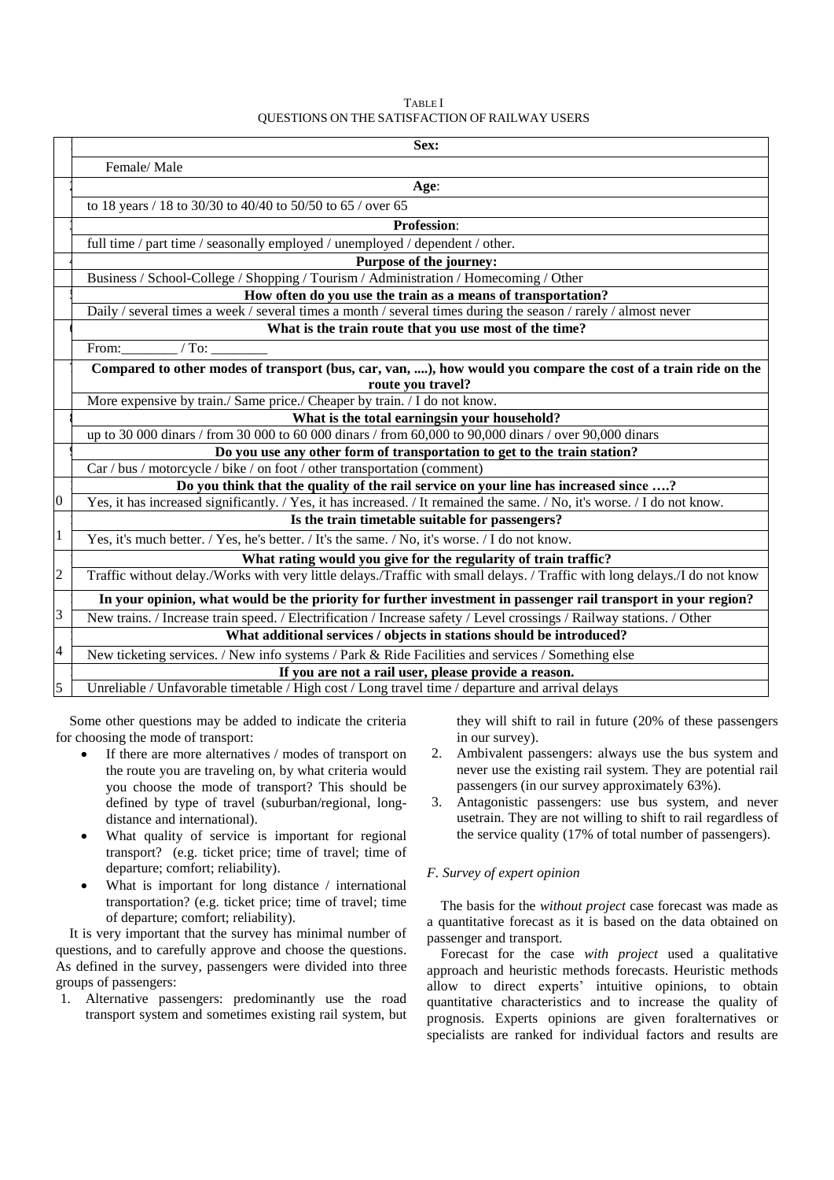TABLE I
QUESTIONS ON THE SATISFACTION OF RAILWAY USERS

| No. | Question |
|---|---|
| 1 | **Sex:** |
| | Female/ Male |
| 2 | **Age**: |
| | to 18 years / 18 to 30/30 to 40/40 to 50/50 to 65 / over 65 |
| 3 | **Profession**: |
| | full time / part time / seasonally employed / unemployed / dependent / other. |
| 4 | **Purpose of the journey:** |
| | Business / School-College / Shopping / Tourism / Administration / Homecoming / Other |
| 5 | **How often do you use the train as a means of transportation?** |
| | Daily / several times a week / several times a month / several times during the season / rarely / almost never |
| 6 | **What is the train route that you use most of the time?** |
| | From:________ / To: ________ |
| 7 | **Compared to other modes of transport (bus, car, van, ....), how would you compare the cost of a train ride on the route you travel?** |
| | More expensive by train./ Same price./ Cheaper by train. / I do not know. |
| 8 | **What is the total earningsin your household?** |
| | up to 30 000 dinars / from 30 000 to 60 000 dinars / from 60,000 to 90,000 dinars / over 90,000 dinars |
| 9 | **Do you use any other form of transportation to get to the train station?** |
| | Car / bus / motorcycle / bike / on foot / other transportation (comment) |
| 10 | **Do you think that the quality of the rail service on your line has increased since ….?** |
| | Yes, it has increased significantly. / Yes, it has increased. / It remained the same. / No, it's worse. / I do not know. |
| 11 | **Is the train timetable suitable for passengers?** |
| | Yes, it's much better. / Yes, he's better. / It's the same. / No, it's worse. / I do not know. |
| 12 | **What rating would you give for the regularity of train traffic?** |
| | Traffic without delay./Works with very little delays./Traffic with small delays. / Traffic with long delays./I do not know |
| 13 | **In your opinion, what would be the priority for further investment in passenger rail transport in your region?** |
| | New trains. / Increase train speed. / Electrification / Increase safety / Level crossings / Railway stations. / Other |
| 14 | **What additional services / objects in stations should be introduced?** |
| | New ticketing services. / New info systems / Park & Ride Facilities and services / Something else |
| 15 | **If you are not a rail user, please provide a reason.** |
| | Unreliable / Unfavorable timetable / High cost / Long travel time / departure and arrival delays |

Some other questions may be added to indicate the criteria for choosing the mode of transport:

- If there are more alternatives / modes of transport on the route you are traveling on, by what criteria would you choose the mode of transport? This should be defined by type of travel (suburban/regional, long-distance and international).
- What quality of service is important for regional transport? (e.g. ticket price; time of travel; time of departure; comfort; reliability).
- What is important for long distance / international transportation? (e.g. ticket price; time of travel; time of departure; comfort; reliability).

It is very important that the survey has minimal number of questions, and to carefully approve and choose the questions. As defined in the survey, passengers were divided into three groups of passengers:

1. Alternative passengers: predominantly use the road transport system and sometimes existing rail system, but they will shift to rail in future (20% of these passengers in our survey).
2. Ambivalent passengers: always use the bus system and never use the existing rail system. They are potential rail passengers (in our survey approximately 63%).
3. Antagonistic passengers: use bus system, and never usetrain. They are not willing to shift to rail regardless of the service quality (17% of total number of passengers).

### *F. Survey of expert opinion*

The basis for the *without project* case forecast was made as a quantitative forecast as it is based on the data obtained on passenger and transport.

Forecast for the case *with project* used a qualitative approach and heuristic methods forecasts. Heuristic methods allow to direct experts' intuitive opinions, to obtain quantitative characteristics and to increase the quality of prognosis. Experts opinions are given foralternatives or specialists are ranked for individual factors and results are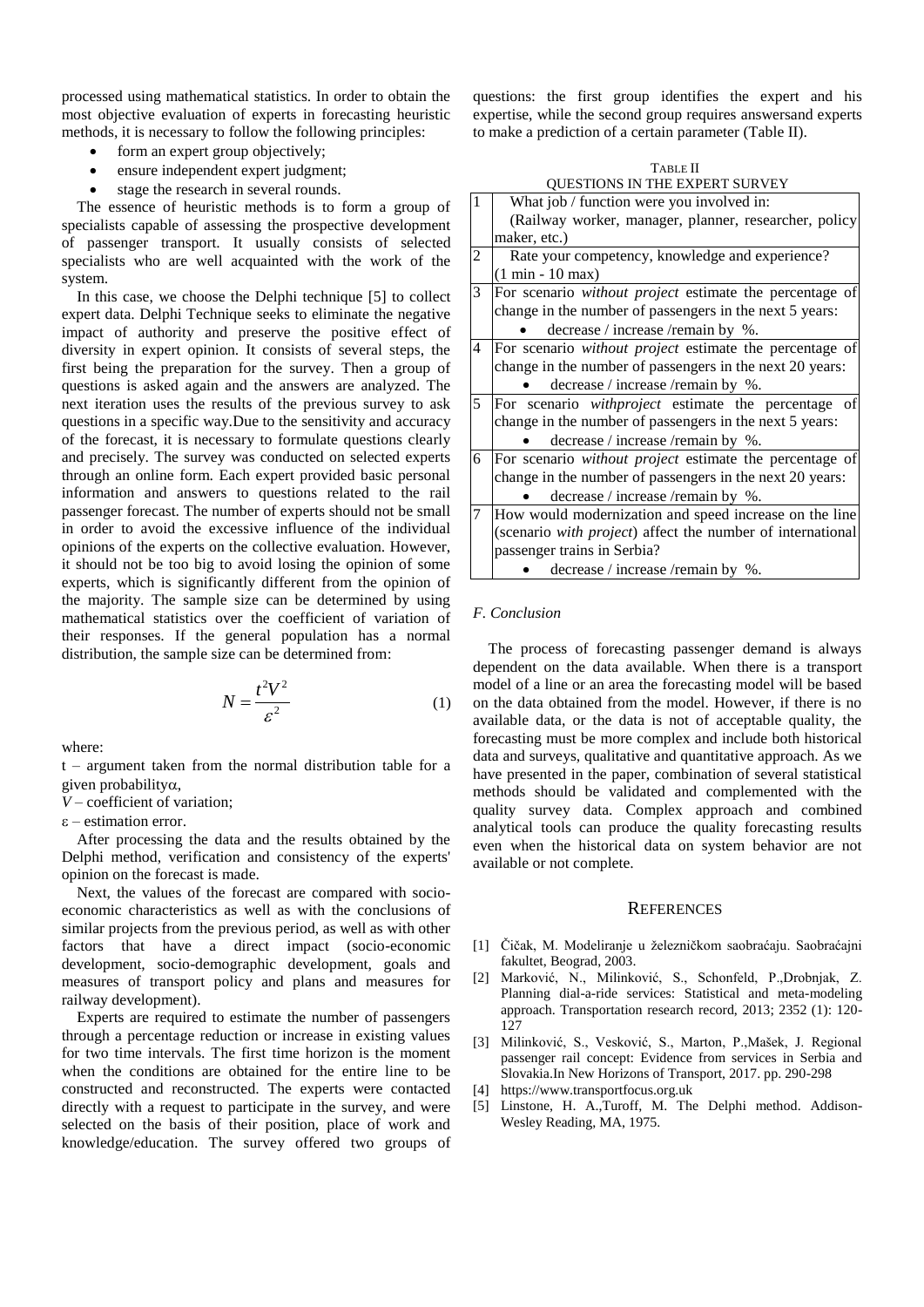processed using mathematical statistics. In order to obtain the most objective evaluation of experts in forecasting heuristic methods, it is necessary to follow the following principles:

- form an expert group objectively;
- ensure independent expert judgment;
- stage the research in several rounds.

The essence of heuristic methods is to form a group of specialists capable of assessing the prospective development of passenger transport. It usually consists of selected specialists who are well acquainted with the work of the system.

In this case, we choose the Delphi technique [5] to collect expert data. Delphi Technique seeks to eliminate the negative impact of authority and preserve the positive effect of diversity in expert opinion. It consists of several steps, the first being the preparation for the survey. Then a group of questions is asked again and the answers are analyzed. The next iteration uses the results of the previous survey to ask questions in a specific way.Due to the sensitivity and accuracy of the forecast, it is necessary to formulate questions clearly and precisely. The survey was conducted on selected experts through an online form. Each expert provided basic personal information and answers to questions related to the rail passenger forecast. The number of experts should not be small in order to avoid the excessive influence of the individual opinions of the experts on the collective evaluation. However, it should not be too big to avoid losing the opinion of some experts, which is significantly different from the opinion of the majority. The sample size can be determined by using mathematical statistics over the coefficient of variation of their responses. If the general population has a normal distribution, the sample size can be determined from:

$$N = \frac{t^2 V^2}{\varepsilon^2} \tag{1}$$

where:

t – argument taken from the normal distribution table for a given probability$\alpha$,

$V$ – coefficient of variation;

$\varepsilon$ – estimation error.

After processing the data and the results obtained by the Delphi method, verification and consistency of the experts' opinion on the forecast is made.

Next, the values of the forecast are compared with socio-economic characteristics as well as with the conclusions of similar projects from the previous period, as well as with other factors that have a direct impact (socio-economic development, socio-demographic development, goals and measures of transport policy and plans and measures for railway development).

Experts are required to estimate the number of passengers through a percentage reduction or increase in existing values for two time intervals. The first time horizon is the moment when the conditions are obtained for the entire line to be constructed and reconstructed. The experts were contacted directly with a request to participate in the survey, and were selected on the basis of their position, place of work and knowledge/education. The survey offered two groups of questions: the first group identifies the expert and his expertise, while the second group requires answersand experts to make a prediction of a certain parameter (Table II).

TABLE II
QUESTIONS IN THE EXPERT SURVEY

| | |
|---|---|
| 1 | What job / function were you involved in: (Railway worker, manager, planner, researcher, policy maker, etc.) |
| 2 | Rate your competency, knowledge and experience? (1 min - 10 max) |
| 3 | For scenario *without project* estimate the percentage of change in the number of passengers in the next 5 years: • decrease / increase /remain by %. |
| 4 | For scenario *without project* estimate the percentage of change in the number of passengers in the next 20 years: • decrease / increase /remain by %. |
| 5 | For scenario *withproject* estimate the percentage of change in the number of passengers in the next 5 years: • decrease / increase /remain by %. |
| 6 | For scenario *without project* estimate the percentage of change in the number of passengers in the next 20 years: • decrease / increase /remain by %. |
| 7 | How would modernization and speed increase on the line (scenario *with project*) affect the number of international passenger trains in Serbia? • decrease / increase /remain by %. |

### *F. Conclusion*

The process of forecasting passenger demand is always dependent on the data available. When there is a transport model of a line or an area the forecasting model will be based on the data obtained from the model. However, if there is no available data, or the data is not of acceptable quality, the forecasting must be more complex and include both historical data and surveys, qualitative and quantitative approach. As we have presented in the paper, combination of several statistical methods should be validated and complemented with the quality survey data. Complex approach and combined analytical tools can produce the quality forecasting results even when the historical data on system behavior are not available or not complete.

## REFERENCES

[1] Čičak, M. Modeliranje u železničkom saobraćaju. Saobraćajni fakultet, Beograd, 2003.

[2] Marković, N., Milinković, S., Schonfeld, P.,Drobnjak, Z. Planning dial-a-ride services: Statistical and meta-modeling approach. Transportation research record, 2013; 2352 (1): 120-127

[3] Milinković, S., Vesković, S., Marton, P.,Mašek, J. Regional passenger rail concept: Evidence from services in Serbia and Slovakia.In New Horizons of Transport, 2017. pp. 290-298

[4] https://www.transportfocus.org.uk

[5] Linstone, H. A.,Turoff, M. The Delphi method. Addison-Wesley Reading, MA, 1975.